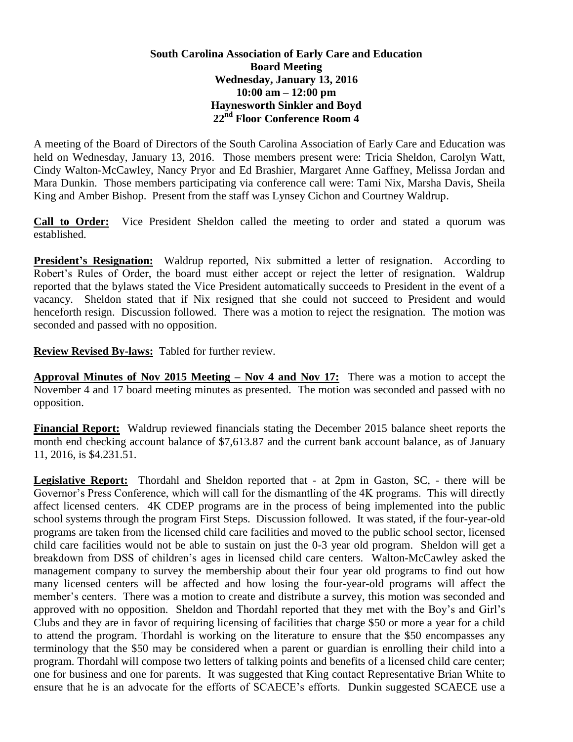**South Carolina Association of Early Care and Education**
**Board Meeting**
**Wednesday, January 13, 2016**
**10:00 am – 12:00 pm**
**Haynesworth Sinkler and Boyd**
**22nd Floor Conference Room 4**

A meeting of the Board of Directors of the South Carolina Association of Early Care and Education was held on Wednesday, January 13, 2016. Those members present were: Tricia Sheldon, Carolyn Watt, Cindy Walton-McCawley, Nancy Pryor and Ed Brashier, Margaret Anne Gaffney, Melissa Jordan and Mara Dunkin. Those members participating via conference call were: Tami Nix, Marsha Davis, Sheila King and Amber Bishop. Present from the staff was Lynsey Cichon and Courtney Waldrup.

**Call to Order:** Vice President Sheldon called the meeting to order and stated a quorum was established.

**President's Resignation:** Waldrup reported, Nix submitted a letter of resignation. According to Robert's Rules of Order, the board must either accept or reject the letter of resignation. Waldrup reported that the bylaws stated the Vice President automatically succeeds to President in the event of a vacancy. Sheldon stated that if Nix resigned that she could not succeed to President and would henceforth resign. Discussion followed. There was a motion to reject the resignation. The motion was seconded and passed with no opposition.

**Review Revised By-laws:** Tabled for further review.

**Approval Minutes of Nov 2015 Meeting – Nov 4 and Nov 17:** There was a motion to accept the November 4 and 17 board meeting minutes as presented. The motion was seconded and passed with no opposition.

**Financial Report:** Waldrup reviewed financials stating the December 2015 balance sheet reports the month end checking account balance of $7,613.87 and the current bank account balance, as of January 11, 2016, is $4.231.51.

**Legislative Report:** Thordahl and Sheldon reported that - at 2pm in Gaston, SC, - there will be Governor's Press Conference, which will call for the dismantling of the 4K programs. This will directly affect licensed centers. 4K CDEP programs are in the process of being implemented into the public school systems through the program First Steps. Discussion followed. It was stated, if the four-year-old programs are taken from the licensed child care facilities and moved to the public school sector, licensed child care facilities would not be able to sustain on just the 0-3 year old program. Sheldon will get a breakdown from DSS of children's ages in licensed child care centers. Walton-McCawley asked the management company to survey the membership about their four year old programs to find out how many licensed centers will be affected and how losing the four-year-old programs will affect the member's centers. There was a motion to create and distribute a survey, this motion was seconded and approved with no opposition. Sheldon and Thordahl reported that they met with the Boy's and Girl's Clubs and they are in favor of requiring licensing of facilities that charge $50 or more a year for a child to attend the program. Thordahl is working on the literature to ensure that the $50 encompasses any terminology that the $50 may be considered when a parent or guardian is enrolling their child into a program. Thordahl will compose two letters of talking points and benefits of a licensed child care center; one for business and one for parents. It was suggested that King contact Representative Brian White to ensure that he is an advocate for the efforts of SCAECE's efforts. Dunkin suggested SCAECE use a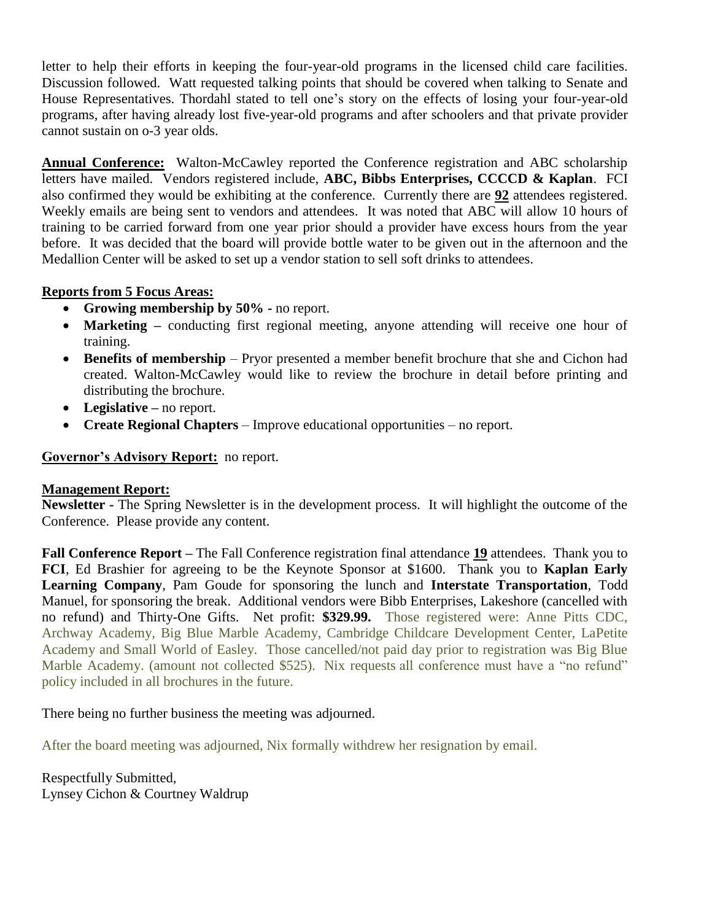letter to help their efforts in keeping the four-year-old programs in the licensed child care facilities. Discussion followed. Watt requested talking points that should be covered when talking to Senate and House Representatives. Thordahl stated to tell one's story on the effects of losing your four-year-old programs, after having already lost five-year-old programs and after schoolers and that private provider cannot sustain on o-3 year olds.

**Annual Conference:** Walton-McCawley reported the Conference registration and ABC scholarship letters have mailed. Vendors registered include, **ABC, Bibbs Enterprises, CCCCD & Kaplan**. FCI also confirmed they would be exhibiting at the conference. Currently there are **92** attendees registered. Weekly emails are being sent to vendors and attendees. It was noted that ABC will allow 10 hours of training to be carried forward from one year prior should a provider have excess hours from the year before. It was decided that the board will provide bottle water to be given out in the afternoon and the Medallion Center will be asked to set up a vendor station to sell soft drinks to attendees.

**Reports from 5 Focus Areas:**

- **Growing membership by 50% -** no report.
- **Marketing –** conducting first regional meeting, anyone attending will receive one hour of training.
- **Benefits of membership** – Pryor presented a member benefit brochure that she and Cichon had created. Walton-McCawley would like to review the brochure in detail before printing and distributing the brochure.
- **Legislative –** no report.
- **Create Regional Chapters** – Improve educational opportunities – no report.

**Governor's Advisory Report:** no report.

**Management Report:**

**Newsletter -** The Spring Newsletter is in the development process. It will highlight the outcome of the Conference. Please provide any content.

**Fall Conference Report –** The Fall Conference registration final attendance **19** attendees. Thank you to **FCI**, Ed Brashier for agreeing to be the Keynote Sponsor at $1600. Thank you to **Kaplan Early Learning Company**, Pam Goude for sponsoring the lunch and **Interstate Transportation**, Todd Manuel, for sponsoring the break. Additional vendors were Bibb Enterprises, Lakeshore (cancelled with no refund) and Thirty-One Gifts. Net profit: **$329.99.** Those registered were: Anne Pitts CDC, Archway Academy, Big Blue Marble Academy, Cambridge Childcare Development Center, LaPetite Academy and Small World of Easley. Those cancelled/not paid day prior to registration was Big Blue Marble Academy. (amount not collected $525). Nix requests all conference must have a "no refund" policy included in all brochures in the future.

There being no further business the meeting was adjourned.

After the board meeting was adjourned, Nix formally withdrew her resignation by email.

Respectfully Submitted,
Lynsey Cichon & Courtney Waldrup